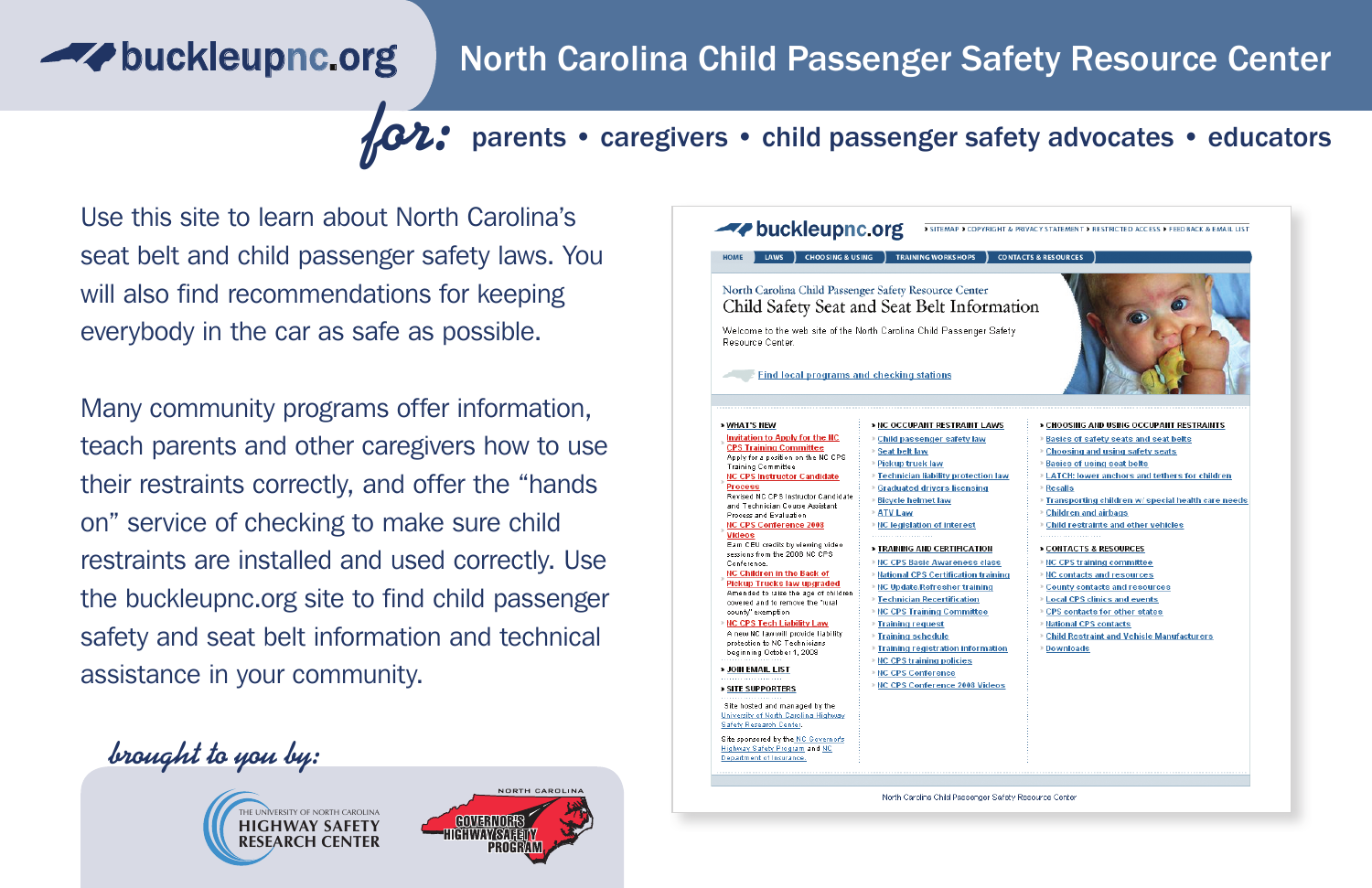# buckleupnc.org

## North Carolina Child Passenger Safety Resource Center

**for:** parents • caregivers • child passenger safety advocates • educators

Use this site to learn about North Carolina's seat belt and child passenger safety laws. You will also find recommendations for keeping everybody in the car as safe as possible.

Many community programs offer information, teach parents and other caregivers how to use their restraints correctly, and offer the "hands on" service of checking to make sure child restraints are installed and used correctly. Use the buckleupnc.org site to find child passenger safety and seat belt information and technical assistance in your community.

*brought to you by:*

The University of North Carolina Highway Safety Research Center

North Carolina Governor's Highway Safety Program

---

buckleupnc.org

SITEMAP | COPYRIGHT & PRIVACY STATEMENT | RESTRICTED ACCESS | FEED BACK & EMAIL LIST

HOME | LAWS | CHOOSING & USING | TRAINING WORKSHOPS | CONTACTS & RESOURCES

North Carolina Child Passenger Safety Resource Center

### Child Safety Seat and Seat Belt Information

Welcome to the web site of the North Carolina Child Passenger Safety Resource Center.

Find local programs and checking stations

**WHAT'S NEW**

- Invitation to Apply for the NC CPS Training Committee — Apply for a position on the NC CPS Training Committee.
- NC CPS Instructor Candidate Process — Revised NC CPS Instructor Candidate and Technician Course Assistant Process and Evaluation
- NC CPS Conference 2008 Videos — Earn CEU credits by viewing video sessions from the 2008 NC CPS Conference.
- NC Children in the Back of Pickup Trucks law upgraded — Amended to raise the age of children covered and to remove the "rural county" exemption
- NC CPS Tech Liability Law — A new NC law will provide liability protection to NC Technicians beginning October 1, 2008

**JOIN EMAIL LIST**

**SITE SUPPORTERS**

Site hosted and managed by the University of North Carolina Highway Safety Research Center.

Site sponsored by the NC Governor's Highway Safety Program and NC Department of Insurance.

**NC OCCUPANT RESTRAINT LAWS**

- Child passenger safety law
- Seat belt law
- Pickup truck law
- Technician liability protection law
- Graduated drivers licensing
- Bicycle helmet law
- ATV Law
- NC legislation of interest

**TRAINING AND CERTIFICATION**

- NC CPS Basic Awareness class
- National CPS Certification training
- NC Update/Refresher training
- Technician Recertification
- NC CPS Training Committee
- Training request
- Training schedule
- Training registration information
- NC CPS training policies
- NC CPS Conference
- NC CPS Conference 2008 Videos

**CHOOSING AND USING OCCUPANT RESTRAINTS**

- Basics of safety seats and seat belts
- Choosing and using safety seats
- Basics of using seat belts
- LATCH: lower anchors and tethers for children
- Recalls
- Transporting children w/ special health care needs
- Children and airbags
- Child restraints and other vehicles

**CONTACTS & RESOURCES**

- NC CPS training committee
- NC contacts and resources
- County contacts and resources
- Local CPS clinics and events
- CPS contacts for other states
- National CPS contacts
- Child Restraint and Vehicle Manufacturers
- Downloads

North Carolina Child Passenger Safety Resource Center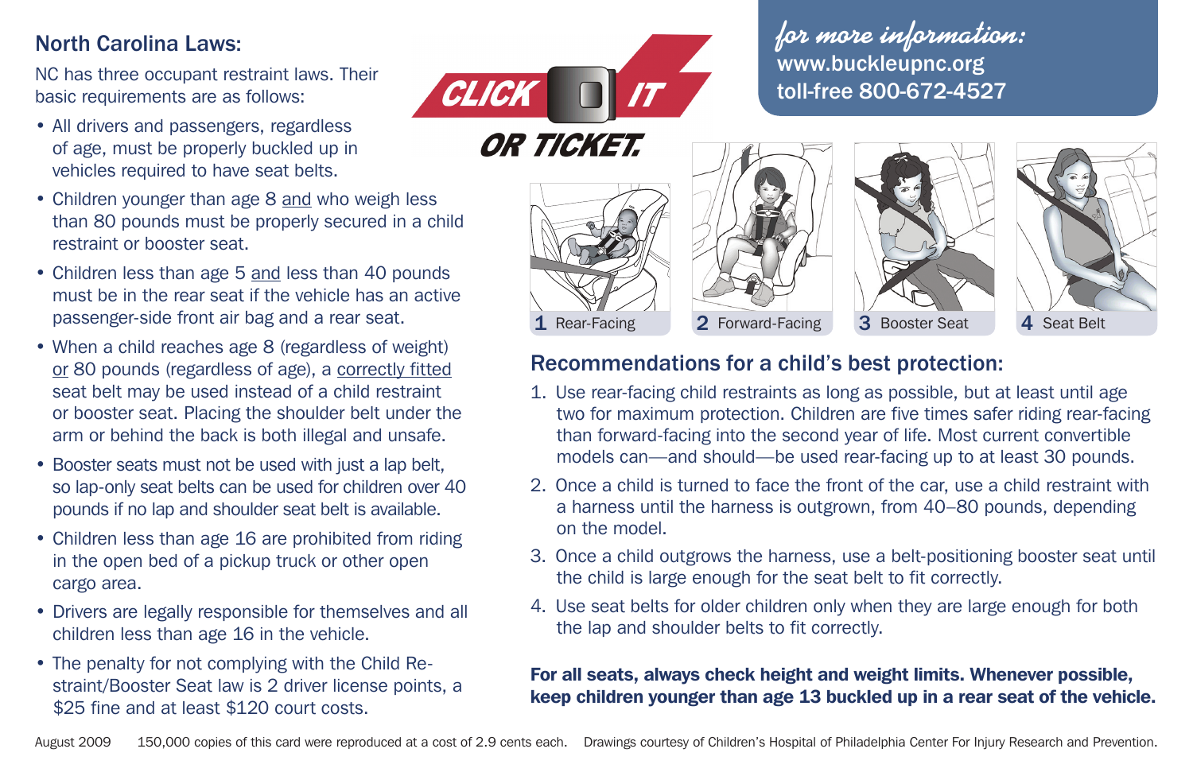## North Carolina Laws:

NC has three occupant restraint laws. Their basic requirements are as follows:

- All drivers and passengers, regardless of age, must be properly buckled up in vehicles required to have seat belts.
- Children younger than age 8 and who weigh less than 80 pounds must be properly secured in a child restraint or booster seat.
- Children less than age 5 and less than 40 pounds must be in the rear seat if the vehicle has an active passenger-side front air bag and a rear seat.
- When a child reaches age 8 (regardless of weight) or 80 pounds (regardless of age), a correctly fitted seat belt may be used instead of a child restraint or booster seat. Placing the shoulder belt under the arm or behind the back is both illegal and unsafe.
- Booster seats must not be used with just a lap belt, so lap-only seat belts can be used for children over 40 pounds if no lap and shoulder seat belt is available.
- Children less than age 16 are prohibited from riding in the open bed of a pickup truck or other open cargo area.
- Drivers are legally responsible for themselves and all children less than age 16 in the vehicle.
- The penalty for not complying with the Child Restraint/Booster Seat law is 2 driver license points, a $25 fine and at least $120 court costs.

CLICK IT OR TICKET.

*for more information:*
www.buckleupnc.org
toll-free 800-672-4527

1 Rear-Facing

2 Forward-Facing

3 Booster Seat

4 Seat Belt

## Recommendations for a child's best protection:

1. Use rear-facing child restraints as long as possible, but at least until age two for maximum protection. Children are five times safer riding rear-facing than forward-facing into the second year of life. Most current convertible models can—and should—be used rear-facing up to at least 30 pounds.
2. Once a child is turned to face the front of the car, use a child restraint with a harness until the harness is outgrown, from 40–80 pounds, depending on the model.
3. Once a child outgrows the harness, use a belt-positioning booster seat until the child is large enough for the seat belt to fit correctly.
4. Use seat belts for older children only when they are large enough for both the lap and shoulder belts to fit correctly.

**For all seats, always check height and weight limits. Whenever possible, keep children younger than age 13 buckled up in a rear seat of the vehicle.**

August 2009 150,000 copies of this card were reproduced at a cost of 2.9 cents each. Drawings courtesy of Children's Hospital of Philadelphia Center For Injury Research and Prevention.